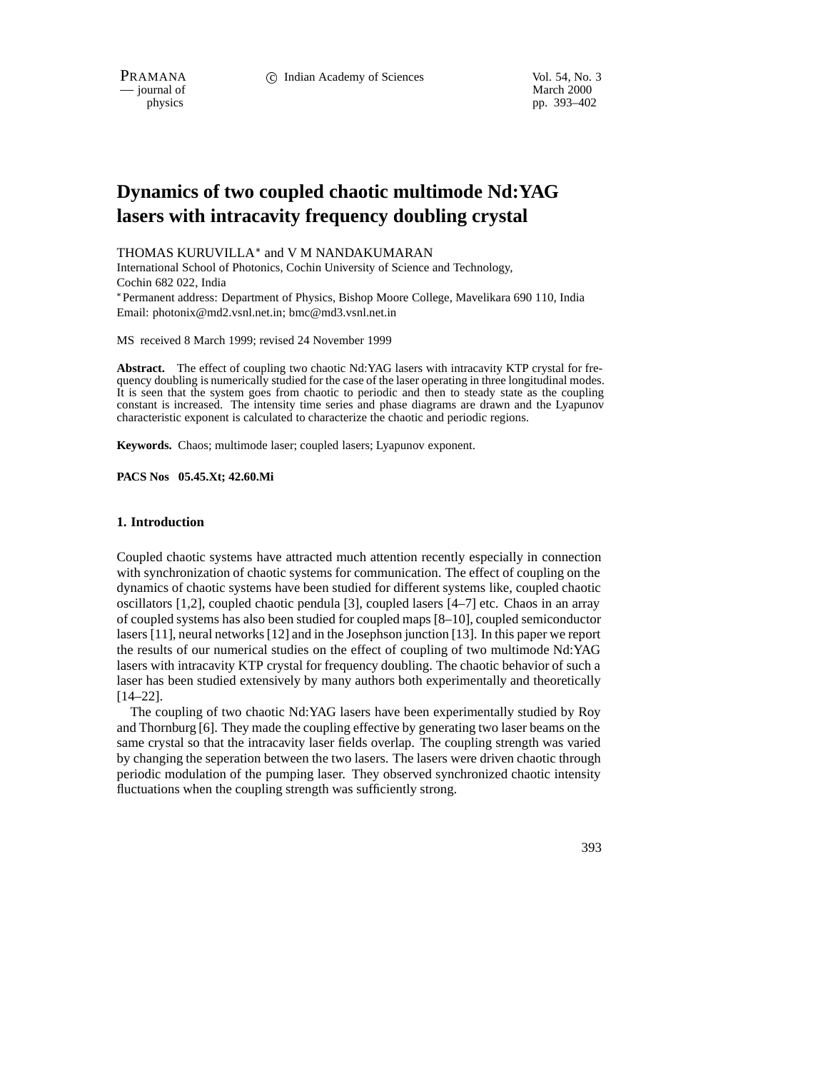# Dynamics of two coupled chaotic multimode Nd:YAG lasers with intracavity frequency doubling crystal

THOMAS KURUVILLA* and V M NANDAKUMARAN

International School of Photonics, Cochin University of Science and Technology, Cochin 682 022, India

*Permanent address: Department of Physics, Bishop Moore College, Mavelikara 690 110, India

Email: photonix@md2.vsnl.net.in; bmc@md3.vsnl.net.in

MS received 8 March 1999; revised 24 November 1999

**Abstract.** The effect of coupling two chaotic Nd:YAG lasers with intracavity KTP crystal for frequency doubling is numerically studied for the case of the laser operating in three longitudinal modes. It is seen that the system goes from chaotic to periodic and then to steady state as the coupling constant is increased. The intensity time series and phase diagrams are drawn and the Lyapunov characteristic exponent is calculated to characterize the chaotic and periodic regions.

**Keywords.** Chaos; multimode laser; coupled lasers; Lyapunov exponent.

**PACS Nos 05.45.Xt; 42.60.Mi**

## 1. Introduction

Coupled chaotic systems have attracted much attention recently especially in connection with synchronization of chaotic systems for communication. The effect of coupling on the dynamics of chaotic systems have been studied for different systems like, coupled chaotic oscillators [1,2], coupled chaotic pendula [3], coupled lasers [4–7] etc. Chaos in an array of coupled systems has also been studied for coupled maps [8–10], coupled semiconductor lasers [11], neural networks [12] and in the Josephson junction [13]. In this paper we report the results of our numerical studies on the effect of coupling of two multimode Nd:YAG lasers with intracavity KTP crystal for frequency doubling. The chaotic behavior of such a laser has been studied extensively by many authors both experimentally and theoretically [14–22].

The coupling of two chaotic Nd:YAG lasers have been experimentally studied by Roy and Thornburg [6]. They made the coupling effective by generating two laser beams on the same crystal so that the intracavity laser fields overlap. The coupling strength was varied by changing the seperation between the two lasers. The lasers were driven chaotic through periodic modulation of the pumping laser. They observed synchronized chaotic intensity fluctuations when the coupling strength was sufficiently strong.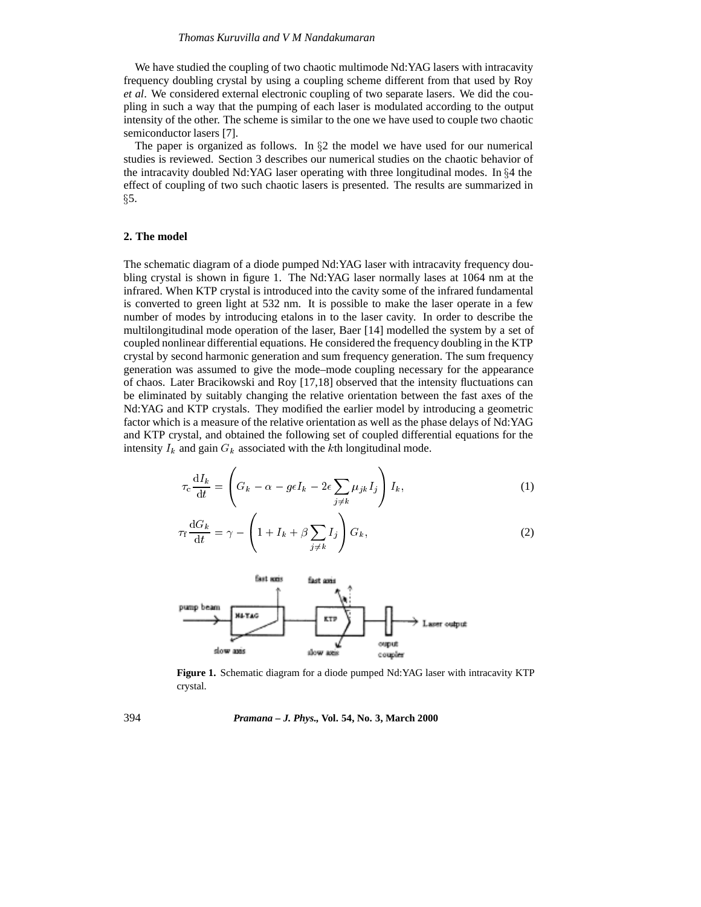We have studied the coupling of two chaotic multimode Nd:YAG lasers with intracavity frequency doubling crystal by using a coupling scheme different from that used by Roy *et al*. We considered external electronic coupling of two separate lasers. We did the coupling in such a way that the pumping of each laser is modulated according to the output intensity of the other. The scheme is similar to the one we have used to couple two chaotic semiconductor lasers [7].

The paper is organized as follows. In §2 the model we have used for our numerical studies is reviewed. Section 3 describes our numerical studies on the chaotic behavior of the intracavity doubled Nd:YAG laser operating with three longitudinal modes. In §4 the effect of coupling of two such chaotic lasers is presented. The results are summarized in §5.

## 2. The model

The schematic diagram of a diode pumped Nd:YAG laser with intracavity frequency doubling crystal is shown in figure 1. The Nd:YAG laser normally lases at 1064 nm at the infrared. When KTP crystal is introduced into the cavity some of the infrared fundamental is converted to green light at 532 nm. It is possible to make the laser operate in a few number of modes by introducing etalons in to the laser cavity. In order to describe the multilongitudinal mode operation of the laser, Baer [14] modelled the system by a set of coupled nonlinear differential equations. He considered the frequency doubling in the KTP crystal by second harmonic generation and sum frequency generation. The sum frequency generation was assumed to give the mode–mode coupling necessary for the appearance of chaos. Later Bracikowski and Roy [17,18] observed that the intensity fluctuations can be eliminated by suitably changing the relative orientation between the fast axes of the Nd:YAG and KTP crystals. They modified the earlier model by introducing a geometric factor which is a measure of the relative orientation as well as the phase delays of Nd:YAG and KTP crystal, and obtained the following set of coupled differential equations for the intensity $I_k$ and gain $G_k$ associated with the $k$th longitudinal mode.

$$\tau_c \frac{dI_k}{dt} = \left( G_k - \alpha - g\epsilon I_k - 2\epsilon \sum_{j \neq k} \mu_{jk} I_j \right) I_k, \tag{1}$$

$$\tau_f \frac{dG_k}{dt} = \gamma - \left( 1 + I_k + \beta \sum_{j \neq k} I_j \right) G_k, \tag{2}$$

**Figure 1.** Schematic diagram for a diode pumped Nd:YAG laser with intracavity KTP crystal.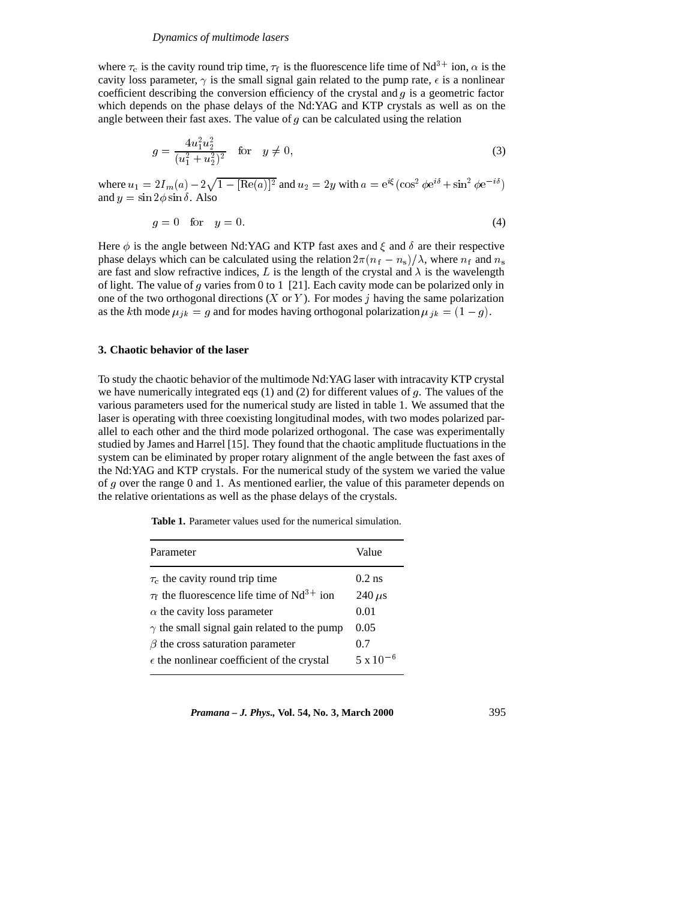where $\tau_c$ is the cavity round trip time, $\tau_f$ is the fluorescence life time of $Nd^{3+}$ ion, $\alpha$ is the cavity loss parameter, $\gamma$ is the small signal gain related to the pump rate, $\epsilon$ is a nonlinear coefficient describing the conversion efficiency of the crystal and $g$ is a geometric factor which depends on the phase delays of the Nd:YAG and KTP crystals as well as on the angle between their fast axes. The value of $g$ can be calculated using the relation

$$g = \frac{4u_1^2 u_2^2}{(u_1^2 + u_2^2)^2} \quad \text{for} \quad y \neq 0, \tag{3}$$

where $u_1 = 2I_m(a) - 2\sqrt{1 - [\text{Re}(a)]^2}$ and $u_2 = 2y$ with $a = e^{i\xi}(\cos^2\phi e^{i\delta} + \sin^2\phi e^{-i\delta})$ and $y = \sin 2\phi \sin\delta$. Also

$$g = 0 \quad \text{for} \quad y = 0. \tag{4}$$

Here $\phi$ is the angle between Nd:YAG and KTP fast axes and $\xi$ and $\delta$ are their respective phase delays which can be calculated using the relation $2\pi(n_f - n_s)/\lambda$, where $n_f$ and $n_s$ are fast and slow refractive indices, $L$ is the length of the crystal and $\lambda$ is the wavelength of light. The value of $g$ varies from 0 to 1 [21]. Each cavity mode can be polarized only in one of the two orthogonal directions ($X$ or $Y$). For modes $j$ having the same polarization as the $k$th mode $\mu_{jk} = g$ and for modes having orthogonal polarization $\mu_{jk} = (1 - g)$.

### 3. Chaotic behavior of the laser

To study the chaotic behavior of the multimode Nd:YAG laser with intracavity KTP crystal we have numerically integrated eqs (1) and (2) for different values of $g$. The values of the various parameters used for the numerical study are listed in table 1. We assumed that the laser is operating with three coexisting longitudinal modes, with two modes polarized parallel to each other and the third mode polarized orthogonal. The case was experimentally studied by James and Harrel [15]. They found that the chaotic amplitude fluctuations in the system can be eliminated by proper rotary alignment of the angle between the fast axes of the Nd:YAG and KTP crystals. For the numerical study of the system we varied the value of $g$ over the range 0 and 1. As mentioned earlier, the value of this parameter depends on the relative orientations as well as the phase delays of the crystals.

**Table 1.** Parameter values used for the numerical simulation.

| Parameter | Value |
|---|---|
| $\tau_c$ the cavity round trip time | 0.2 ns |
| $\tau_f$ the fluorescence life time of $Nd^{3+}$ ion | 240 $\mu$s |
| $\alpha$ the cavity loss parameter | 0.01 |
| $\gamma$ the small signal gain related to the pump | 0.05 |
| $\beta$ the cross saturation parameter | 0.7 |
| $\epsilon$ the nonlinear coefficient of the crystal | $5 \times 10^{-6}$ |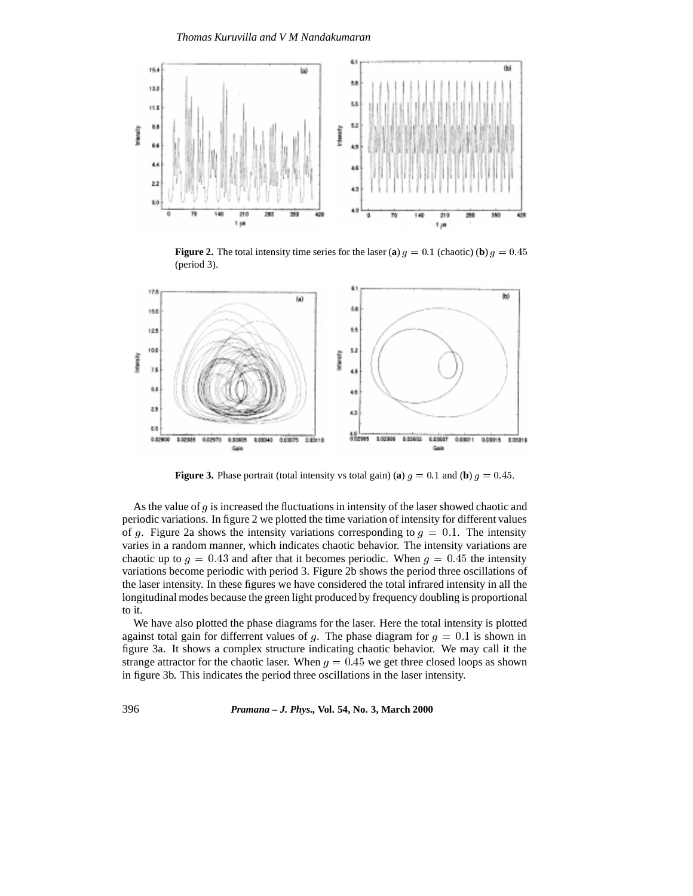**Figure 2.** The total intensity time series for the laser (**a**) $g = 0.1$ (chaotic) (**b**) $g = 0.45$ (period 3).

**Figure 3.** Phase portrait (total intensity vs total gain) (**a**) $g = 0.1$ and (**b**) $g = 0.45$.

As the value of $g$ is increased the fluctuations in intensity of the laser showed chaotic and periodic variations. In figure 2 we plotted the time variation of intensity for different values of $g$. Figure 2a shows the intensity variations corresponding to $g = 0.1$. The intensity varies in a random manner, which indicates chaotic behavior. The intensity variations are chaotic up to $g = 0.43$ and after that it becomes periodic. When $g = 0.45$ the intensity variations become periodic with period 3. Figure 2b shows the period three oscillations of the laser intensity. In these figures we have considered the total infrared intensity in all the longitudinal modes because the green light produced by frequency doubling is proportional to it.

We have also plotted the phase diagrams for the laser. Here the total intensity is plotted against total gain for differrent values of $g$. The phase diagram for $g = 0.1$ is shown in figure 3a. It shows a complex structure indicating chaotic behavior. We may call it the strange attractor for the chaotic laser. When $g = 0.45$ we get three closed loops as shown in figure 3b. This indicates the period three oscillations in the laser intensity.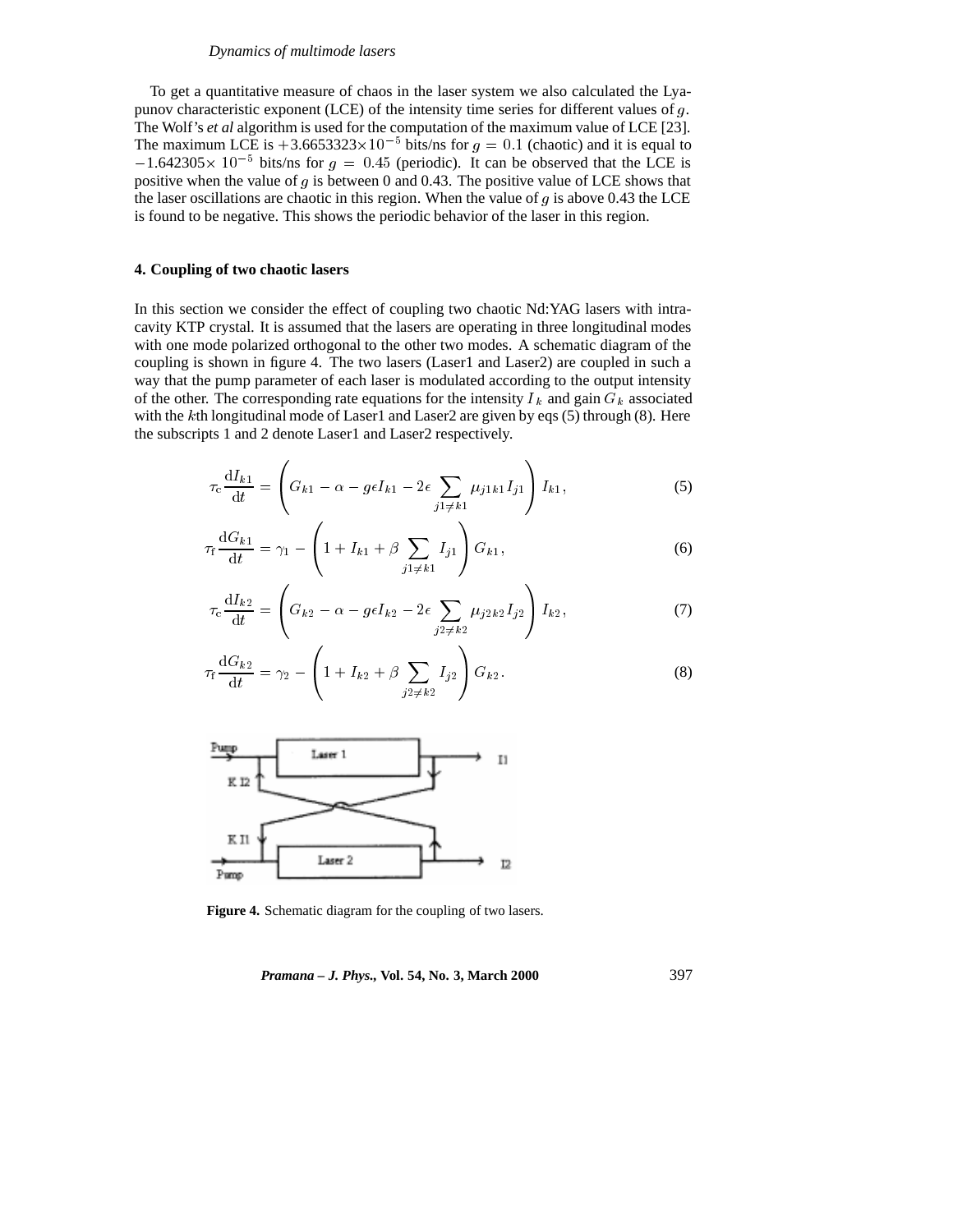To get a quantitative measure of chaos in the laser system we also calculated the Lyapunov characteristic exponent (LCE) of the intensity time series for different values of $g$. The Wolf's *et al* algorithm is used for the computation of the maximum value of LCE [23]. The maximum LCE is $+3.6653323\times 10^{-5}$ bits/ns for $g = 0.1$ (chaotic) and it is equal to $-1.642305\times 10^{-5}$ bits/ns for $g = 0.45$ (periodic). It can be observed that the LCE is positive when the value of $g$ is between 0 and 0.43. The positive value of LCE shows that the laser oscillations are chaotic in this region. When the value of $g$ is above 0.43 the LCE is found to be negative. This shows the periodic behavior of the laser in this region.

## 4. Coupling of two chaotic lasers

In this section we consider the effect of coupling two chaotic Nd:YAG lasers with intracavity KTP crystal. It is assumed that the lasers are operating in three longitudinal modes with one mode polarized orthogonal to the other two modes. A schematic diagram of the coupling is shown in figure 4. The two lasers (Laser1 and Laser2) are coupled in such a way that the pump parameter of each laser is modulated according to the output intensity of the other. The corresponding rate equations for the intensity $I_k$ and gain $G_k$ associated with the $k$th longitudinal mode of Laser1 and Laser2 are given by eqs (5) through (8). Here the subscripts 1 and 2 denote Laser1 and Laser2 respectively.

$$\tau_{\mathrm{c}}\frac{\mathrm{d}I_{k1}}{\mathrm{d}t} = \left(G_{k1} - \alpha - g\epsilon I_{k1} - 2\epsilon \sum_{j1\neq k1} \mu_{j1k1} I_{j1}\right) I_{k1}, \tag{5}$$

$$\tau_{\mathrm{f}}\frac{\mathrm{d}G_{k1}}{\mathrm{d}t} = \gamma_1 - \left(1 + I_{k1} + \beta \sum_{j1\neq k1} I_{j1}\right) G_{k1}, \tag{6}$$

$$\tau_{\mathrm{c}}\frac{\mathrm{d}I_{k2}}{\mathrm{d}t} = \left(G_{k2} - \alpha - g\epsilon I_{k2} - 2\epsilon \sum_{j2\neq k2} \mu_{j2k2} I_{j2}\right) I_{k2}, \tag{7}$$

$$\tau_{\mathrm{f}}\frac{\mathrm{d}G_{k2}}{\mathrm{d}t} = \gamma_2 - \left(1 + I_{k2} + \beta \sum_{j2\neq k2} I_{j2}\right) G_{k2}. \tag{8}$$

**Figure 4.** Schematic diagram for the coupling of two lasers.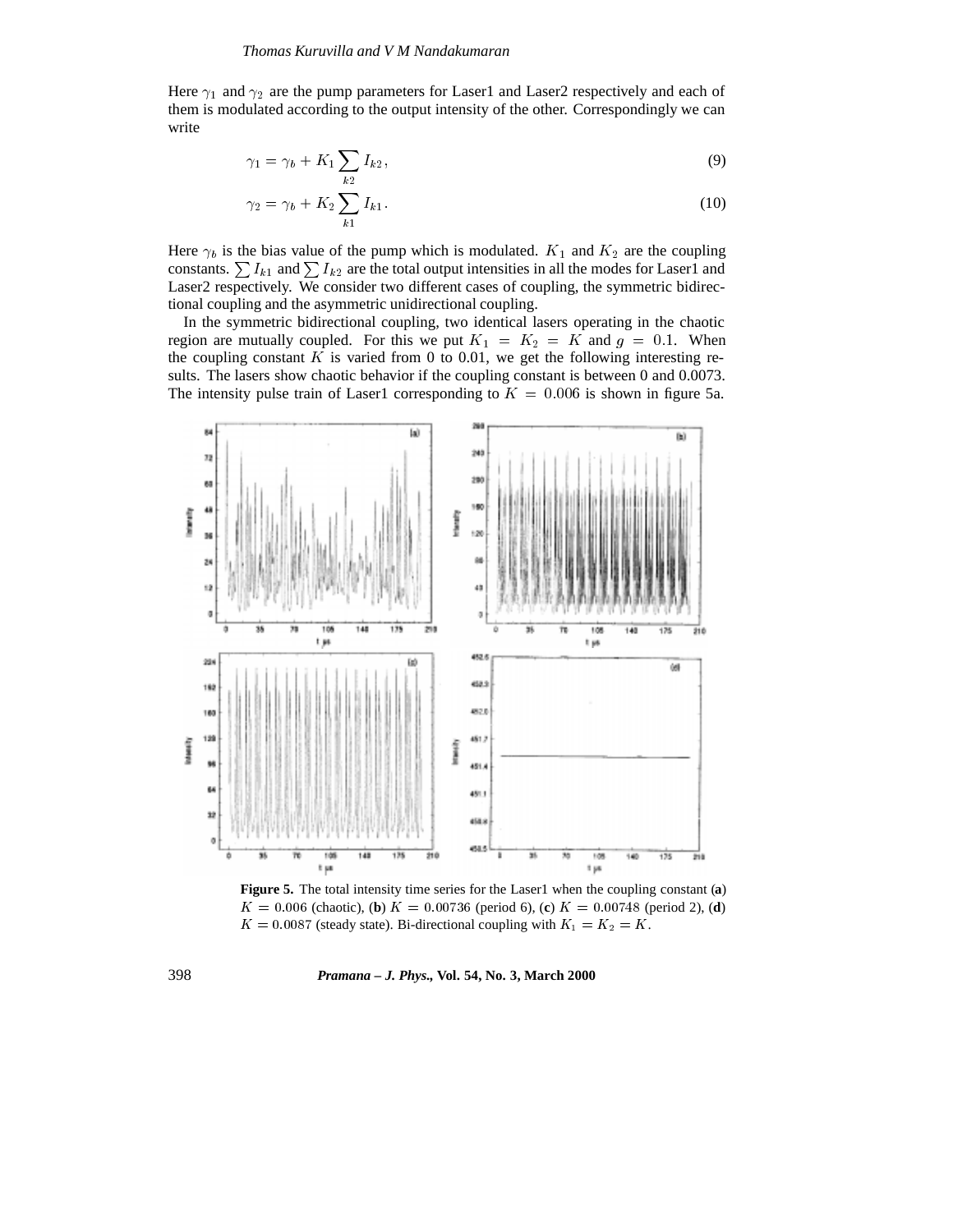Here $\gamma_1$ and $\gamma_2$ are the pump parameters for Laser1 and Laser2 respectively and each of them is modulated according to the output intensity of the other. Correspondingly we can write

$$\gamma_1 = \gamma_b + K_1 \sum_{k2} I_{k2}, \tag{9}$$

$$\gamma_2 = \gamma_b + K_2 \sum_{k1} I_{k1}. \tag{10}$$

Here $\gamma_b$ is the bias value of the pump which is modulated. $K_1$ and $K_2$ are the coupling constants. $\sum I_{k1}$ and $\sum I_{k2}$ are the total output intensities in all the modes for Laser1 and Laser2 respectively. We consider two different cases of coupling, the symmetric bidirectional coupling and the asymmetric unidirectional coupling.

In the symmetric bidirectional coupling, two identical lasers operating in the chaotic region are mutually coupled. For this we put $K_1 = K_2 = K$ and $g = 0.1$. When the coupling constant $K$ is varied from 0 to 0.01, we get the following interesting results. The lasers show chaotic behavior if the coupling constant is between 0 and 0.0073. The intensity pulse train of Laser1 corresponding to $K = 0.006$ is shown in figure 5a.

**Figure 5.** The total intensity time series for the Laser1 when the coupling constant (**a**) $K = 0.006$ (chaotic), (**b**) $K = 0.00736$ (period 6), (**c**) $K = 0.00748$ (period 2), (**d**) $K = 0.0087$ (steady state). Bi-directional coupling with $K_1 = K_2 = K$.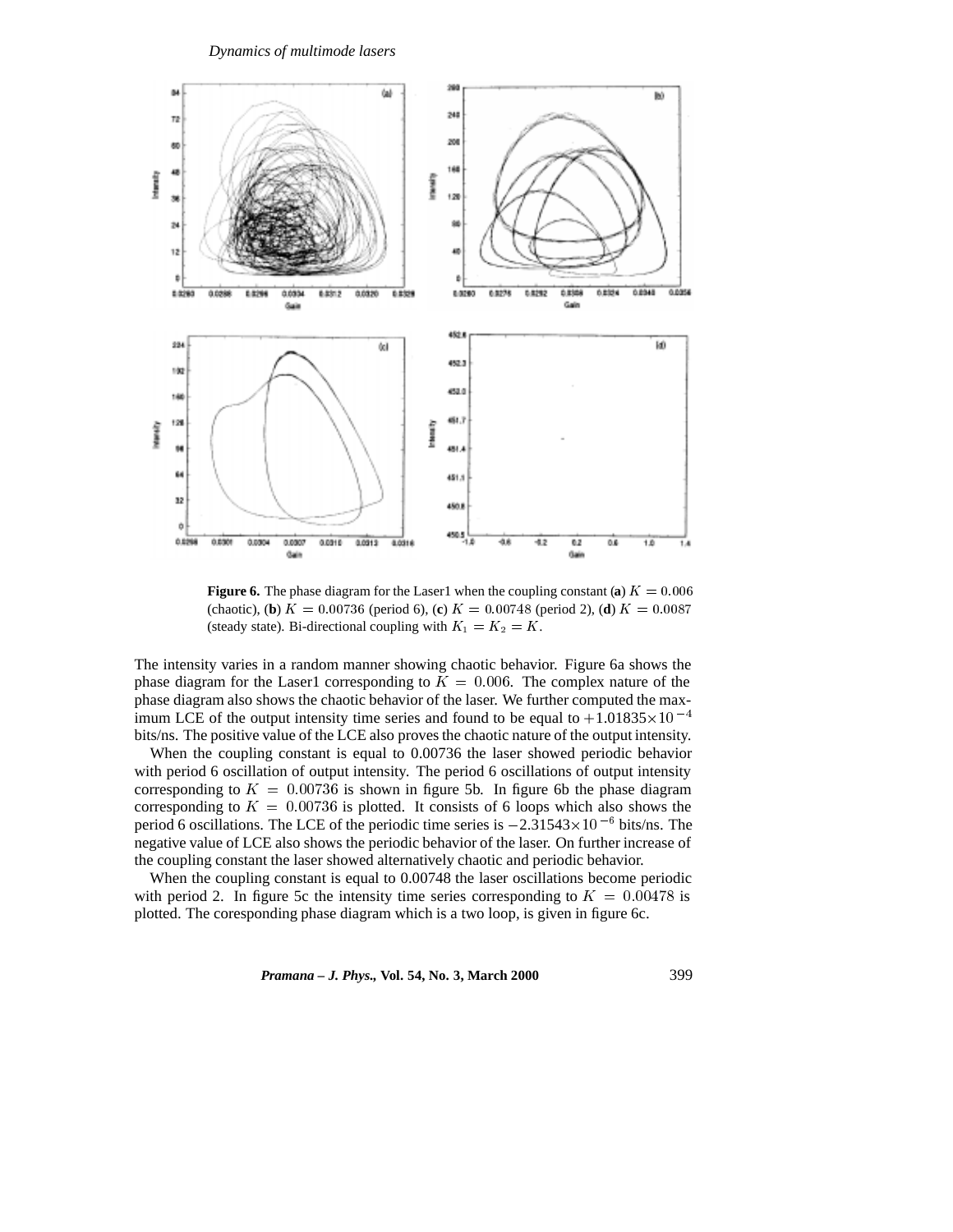**Figure 6.** The phase diagram for the Laser1 when the coupling constant (**a**) $K = 0.006$ (chaotic), (**b**) $K = 0.00736$ (period 6), (**c**) $K = 0.00748$ (period 2), (**d**) $K = 0.0087$ (steady state). Bi-directional coupling with $K_1 = K_2 = K$.

The intensity varies in a random manner showing chaotic behavior. Figure 6a shows the phase diagram for the Laser1 corresponding to $K = 0.006$. The complex nature of the phase diagram also shows the chaotic behavior of the laser. We further computed the maximum LCE of the output intensity time series and found to be equal to $+1.01835 \times 10^{-4}$ bits/ns. The positive value of the LCE also proves the chaotic nature of the output intensity.

When the coupling constant is equal to 0.00736 the laser showed periodic behavior with period 6 oscillation of output intensity. The period 6 oscillations of output intensity corresponding to $K = 0.00736$ is shown in figure 5b. In figure 6b the phase diagram corresponding to $K = 0.00736$ is plotted. It consists of 6 loops which also shows the period 6 oscillations. The LCE of the periodic time series is $-2.31543 \times 10^{-6}$ bits/ns. The negative value of LCE also shows the periodic behavior of the laser. On further increase of the coupling constant the laser showed alternatively chaotic and periodic behavior.

When the coupling constant is equal to 0.00748 the laser oscillations become periodic with period 2. In figure 5c the intensity time series corresponding to $K = 0.00478$ is plotted. The coresponding phase diagram which is a two loop, is given in figure 6c.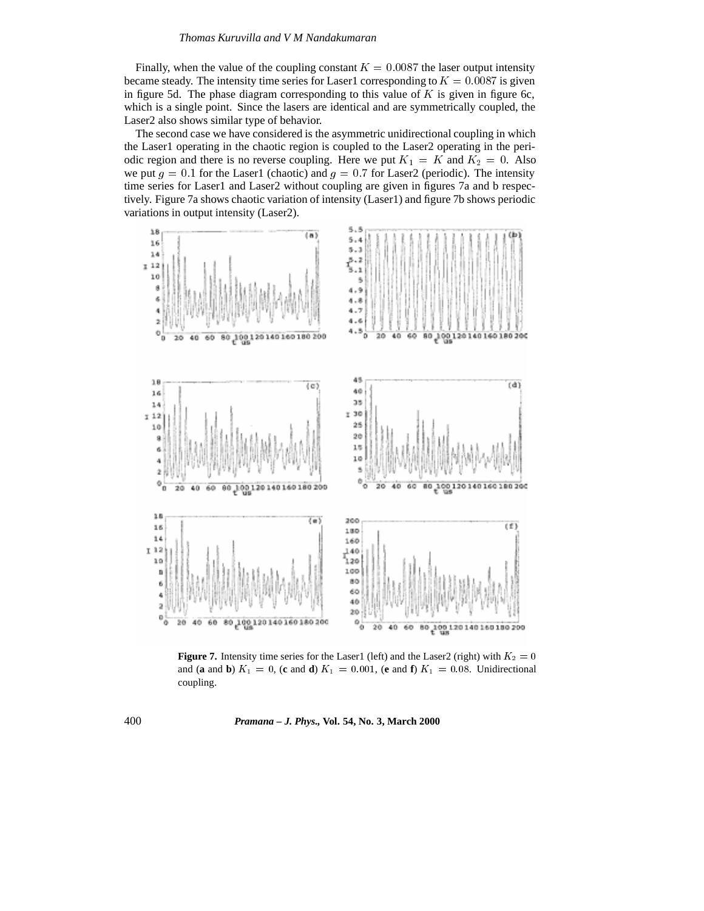Finally, when the value of the coupling constant $K = 0.0087$ the laser output intensity became steady. The intensity time series for Laser1 corresponding to $K = 0.0087$ is given in figure 5d. The phase diagram corresponding to this value of $K$ is given in figure 6c, which is a single point. Since the lasers are identical and are symmetrically coupled, the Laser2 also shows similar type of behavior.

The second case we have considered is the asymmetric unidirectional coupling in which the Laser1 operating in the chaotic region is coupled to the Laser2 operating in the periodic region and there is no reverse coupling. Here we put $K_1 = K$ and $K_2 = 0$. Also we put $g = 0.1$ for the Laser1 (chaotic) and $g = 0.7$ for Laser2 (periodic). The intensity time series for Laser1 and Laser2 without coupling are given in figures 7a and b respectively. Figure 7a shows chaotic variation of intensity (Laser1) and figure 7b shows periodic variations in output intensity (Laser2).

**Figure 7.** Intensity time series for the Laser1 (left) and the Laser2 (right) with $K_2 = 0$ and (**a** and **b**) $K_1 = 0$, (**c** and **d**) $K_1 = 0.001$, (**e** and **f**) $K_1 = 0.08$. Unidirectional coupling.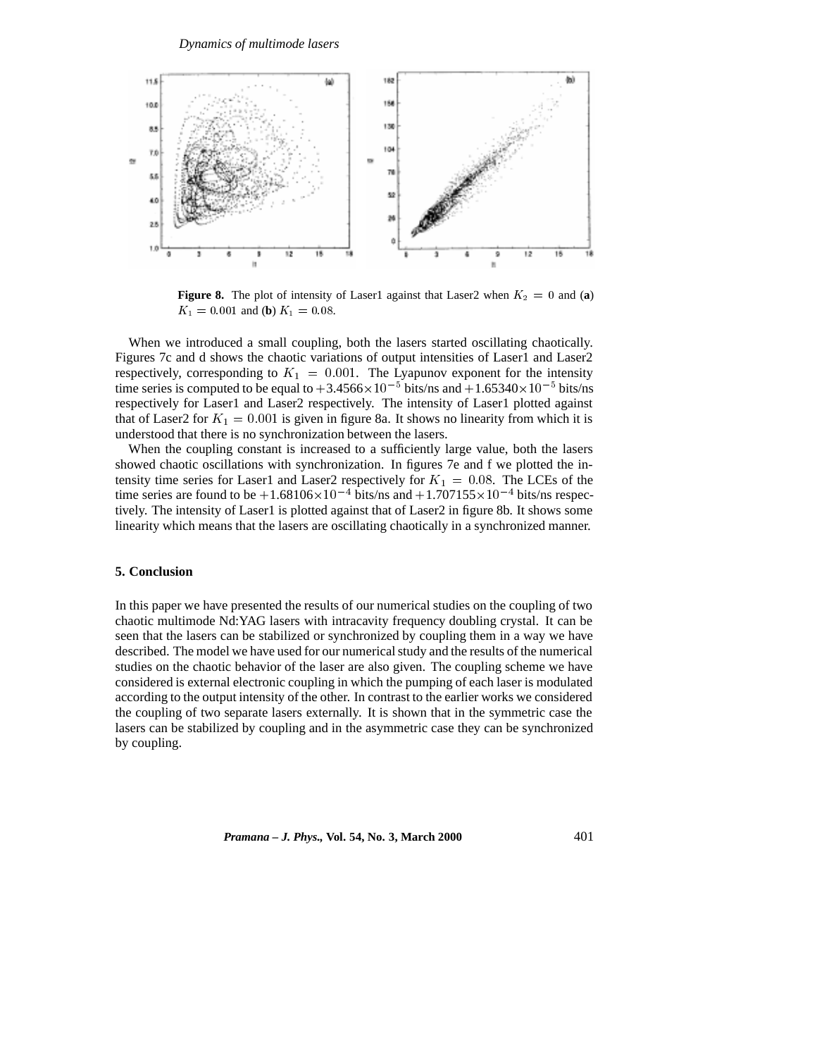**Figure 8.** The plot of intensity of Laser1 against that Laser2 when $K_2 = 0$ and (**a**) $K_1 = 0.001$ and (**b**) $K_1 = 0.08$.

When we introduced a small coupling, both the lasers started oscillating chaotically. Figures 7c and d shows the chaotic variations of output intensities of Laser1 and Laser2 respectively, corresponding to $K_1 = 0.001$. The Lyapunov exponent for the intensity time series is computed to be equal to $+3.4566\times10^{-5}$ bits/ns and $+1.65340\times10^{-5}$ bits/ns respectively for Laser1 and Laser2 respectively. The intensity of Laser1 plotted against that of Laser2 for $K_1 = 0.001$ is given in figure 8a. It shows no linearity from which it is understood that there is no synchronization between the lasers.

When the coupling constant is increased to a sufficiently large value, both the lasers showed chaotic oscillations with synchronization. In figures 7e and f we plotted the intensity time series for Laser1 and Laser2 respectively for $K_1 = 0.08$. The LCEs of the time series are found to be $+1.68106\times10^{-4}$ bits/ns and $+1.707155\times10^{-4}$ bits/ns respectively. The intensity of Laser1 is plotted against that of Laser2 in figure 8b. It shows some linearity which means that the lasers are oscillating chaotically in a synchronized manner.

## 5. Conclusion

In this paper we have presented the results of our numerical studies on the coupling of two chaotic multimode Nd:YAG lasers with intracavity frequency doubling crystal. It can be seen that the lasers can be stabilized or synchronized by coupling them in a way we have described. The model we have used for our numerical study and the results of the numerical studies on the chaotic behavior of the laser are also given. The coupling scheme we have considered is external electronic coupling in which the pumping of each laser is modulated according to the output intensity of the other. In contrast to the earlier works we considered the coupling of two separate lasers externally. It is shown that in the symmetric case the lasers can be stabilized by coupling and in the asymmetric case they can be synchronized by coupling.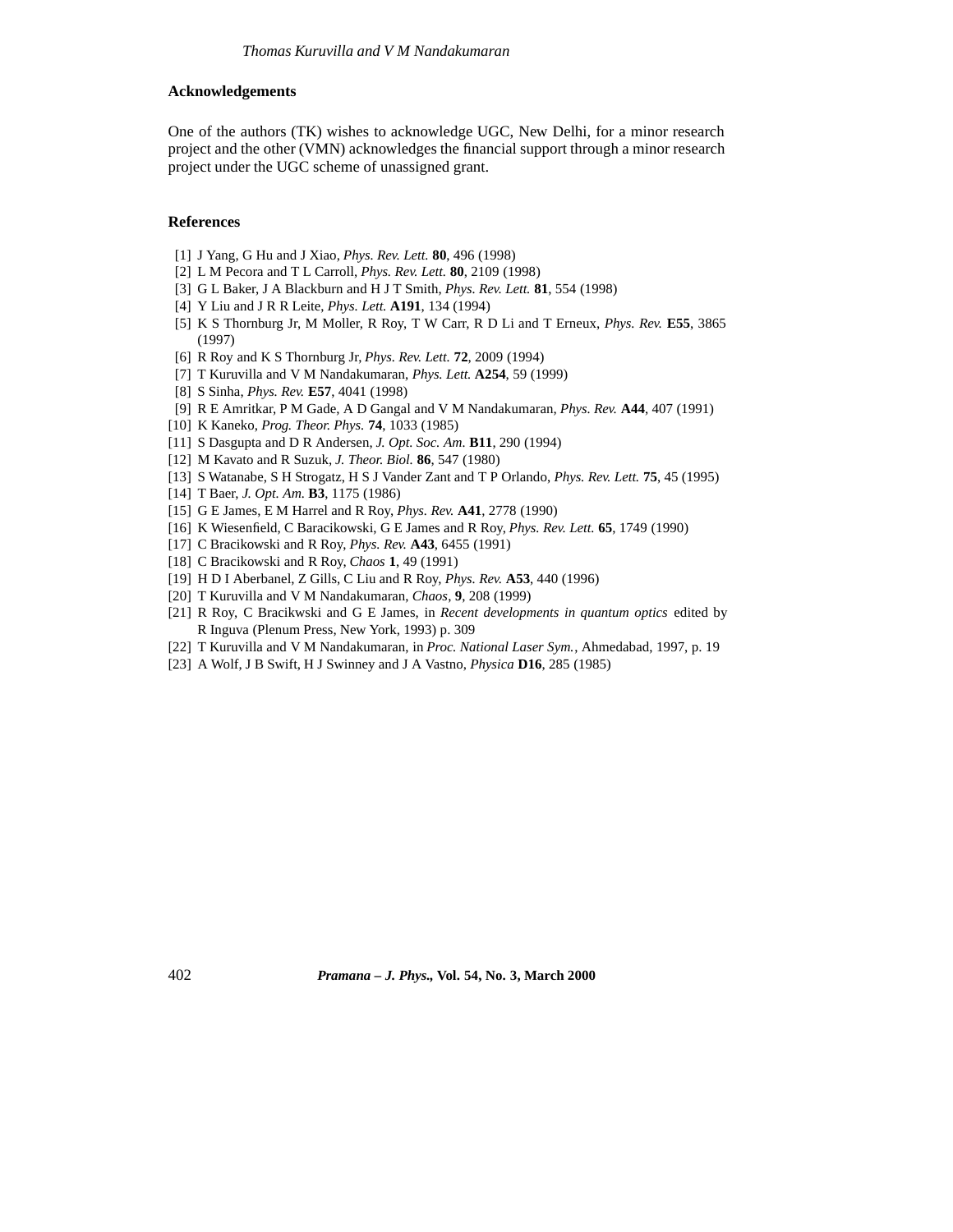## Acknowledgements

One of the authors (TK) wishes to acknowledge UGC, New Delhi, for a minor research project and the other (VMN) acknowledges the financial support through a minor research project under the UGC scheme of unassigned grant.

## References

[1] J Yang, G Hu and J Xiao, *Phys. Rev. Lett.* **80**, 496 (1998)
[2] L M Pecora and T L Carroll, *Phys. Rev. Lett.* **80**, 2109 (1998)
[3] G L Baker, J A Blackburn and H J T Smith, *Phys. Rev. Lett.* **81**, 554 (1998)
[4] Y Liu and J R R Leite, *Phys. Lett.* **A191**, 134 (1994)
[5] K S Thornburg Jr, M Moller, R Roy, T W Carr, R D Li and T Erneux, *Phys. Rev.* **E55**, 3865 (1997)
[6] R Roy and K S Thornburg Jr, *Phys. Rev. Lett.* **72**, 2009 (1994)
[7] T Kuruvilla and V M Nandakumaran, *Phys. Lett.* **A254**, 59 (1999)
[8] S Sinha, *Phys. Rev.* **E57**, 4041 (1998)
[9] R E Amritkar, P M Gade, A D Gangal and V M Nandakumaran, *Phys. Rev.* **A44**, 407 (1991)
[10] K Kaneko, *Prog. Theor. Phys.* **74**, 1033 (1985)
[11] S Dasgupta and D R Andersen, *J. Opt. Soc. Am.* **B11**, 290 (1994)
[12] M Kavato and R Suzuk, *J. Theor. Biol.* **86**, 547 (1980)
[13] S Watanabe, S H Strogatz, H S J Vander Zant and T P Orlando, *Phys. Rev. Lett.* **75**, 45 (1995)
[14] T Baer, *J. Opt. Am.* **B3**, 1175 (1986)
[15] G E James, E M Harrel and R Roy, *Phys. Rev.* **A41**, 2778 (1990)
[16] K Wiesenfield, C Baracikowski, G E James and R Roy, *Phys. Rev. Lett.* **65**, 1749 (1990)
[17] C Bracikowski and R Roy, *Phys. Rev.* **A43**, 6455 (1991)
[18] C Bracikowski and R Roy, *Chaos* **1**, 49 (1991)
[19] H D I Aberbanel, Z Gills, C Liu and R Roy, *Phys. Rev.* **A53**, 440 (1996)
[20] T Kuruvilla and V M Nandakumaran, *Chaos*, **9**, 208 (1999)
[21] R Roy, C Bracikwski and G E James, in *Recent developments in quantum optics* edited by R Inguva (Plenum Press, New York, 1993) p. 309
[22] T Kuruvilla and V M Nandakumaran, in *Proc. National Laser Sym.*, Ahmedabad, 1997, p. 19
[23] A Wolf, J B Swift, H J Swinney and J A Vastno, *Physica* **D16**, 285 (1985)